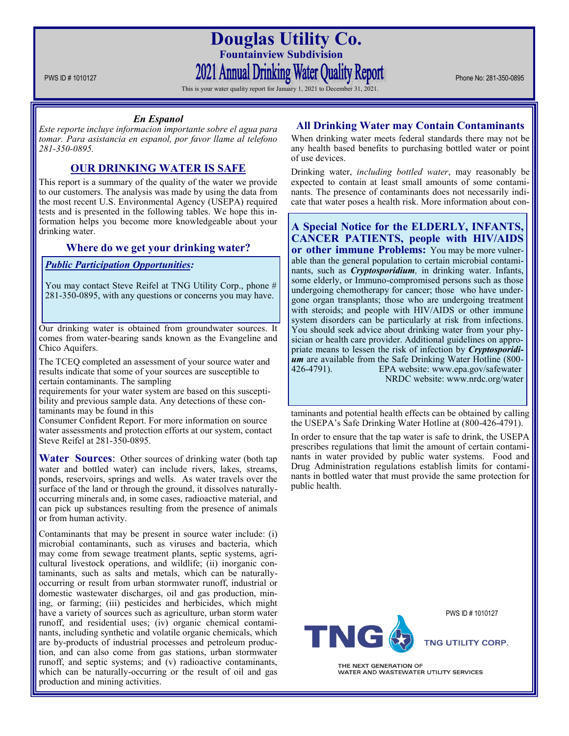# Douglas Utility Co.

## Fountainview Subdivision

## 2021 Annual Drinking Water Quality Report

PWS ID # 1010127

Phone No: 281-350-0895

This is your water quality report for January 1, 2021 to December 31, 2021.

### *En Espanol*

*Este reporte incluye informacion importante sobre el agua para tomar. Para asistancia en espanol, por favor llame al telefono 281-350-0895.*

### OUR DRINKING WATER IS SAFE

This report is a summary of the quality of the water we provide to our customers. The analysis was made by using the data from the most recent U.S. Environmental Agency (USEPA) required tests and is presented in the following tables. We hope this information helps you become more knowledgeable about your drinking water.

### Where do we get your drinking water?

***Public Participation Opportunities:***

You may contact Steve Reifel at TNG Utility Corp., phone # 281-350-0895, with any questions or concerns you may have.

Our drinking water is obtained from groundwater sources. It comes from water-bearing sands known as the Evangeline and Chico Aquifers.

The TCEQ completed an assessment of your source water and results indicate that some of your sources are susceptible to certain contaminants. The sampling requirements for your water system are based on this susceptibility and previous sample data. Any detections of these contaminants may be found in this Consumer Confident Report. For more information on source water assessments and protection efforts at our system, contact Steve Reifel at 281-350-0895.

**Water Sources**: Other sources of drinking water (both tap water and bottled water) can include rivers, lakes, streams, ponds, reservoirs, springs and wells. As water travels over the surface of the land or through the ground, it dissolves naturally-occurring minerals and, in some cases, radioactive material, and can pick up substances resulting from the presence of animals or from human activity.

Contaminants that may be present in source water include: (i) microbial contaminants, such as viruses and bacteria, which may come from sewage treatment plants, septic systems, agricultural livestock operations, and wildlife; (ii) inorganic contaminants, such as salts and metals, which can be naturally-occurring or result from urban stormwater runoff, industrial or domestic wastewater discharges, oil and gas production, mining, or farming; (iii) pesticides and herbicides, which might have a variety of sources such as agriculture, urban storm water runoff, and residential uses; (iv) organic chemical contaminants, including synthetic and volatile organic chemicals, which are by-products of industrial processes and petroleum production, and can also come from gas stations, urban stormwater runoff, and septic systems; and (v) radioactive contaminants, which can be naturally-occurring or the result of oil and gas production and mining activities.

### All Drinking Water may Contain Contaminants

When drinking water meets federal standards there may not be any health based benefits to purchasing bottled water or point of use devices.

Drinking water, *including bottled water*, may reasonably be expected to contain at least small amounts of some contaminants. The presence of contaminants does not necessarily indicate that water poses a health risk. More information about contaminants and potential health effects can be obtained by calling the USEPA's Safe Drinking Water Hotline at (800-426-4791).

In order to ensure that the tap water is safe to drink, the USEPA prescribes regulations that limit the amount of certain contaminants in water provided by public water systems. Food and Drug Administration regulations establish limits for contaminants in bottled water that must provide the same protection for public health.

**A Special Notice for the ELDERLY, INFANTS, CANCER PATIENTS, people with HIV/AIDS or other immune Problems:** You may be more vulnerable than the general population to certain microbial contaminants, such as ***Cryptosporidium***, in drinking water. Infants, some elderly, or Immuno-compromised persons such as those undergoing chemotherapy for cancer; those who have undergone organ transplants; those who are undergoing treatment with steroids; and people with HIV/AIDS or other immune system disorders can be particularly at risk from infections. You should seek advice about drinking water from your physician or health care provider. Additional guidelines on appropriate means to lessen the risk of infection by ***Cryptosporidium*** are available from the Safe Drinking Water Hotline (800-426-4791). EPA website: www.epa.gov/safewater NRDC website: www.nrdc.org/water

PWS ID # 1010127

TNG UTILITY CORP.

THE NEXT GENERATION OF WATER AND WASTEWATER UTILITY SERVICES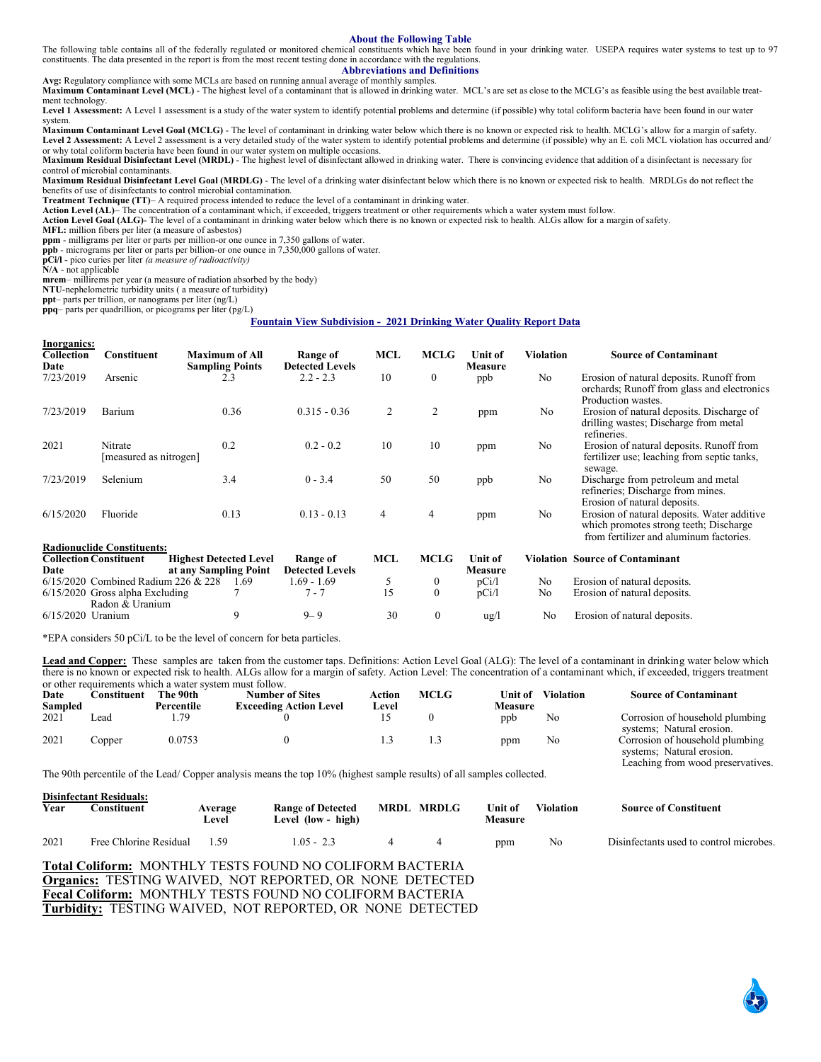## About the Following Table

The following table contains all of the federally regulated or monitored chemical constituents which have been found in your drinking water. USEPA requires water systems to test up to 97 constituents. The data presented in the report is from the most recent testing done in accordance with the regulations.

## Abbreviations and Definitions

**Avg:** Regulatory compliance with some MCLs are based on running annual average of monthly samples.
**Maximum Contaminant Level (MCL)** - The highest level of a contaminant that is allowed in drinking water. MCL's are set as close to the MCLG's as feasible using the best available treatment technology.
**Level 1 Assessment:** A Level 1 assessment is a study of the water system to identify potential problems and determine (if possible) why total coliform bacteria have been found in our water system.
**Maximum Contaminant Level Goal (MCLG)** - The level of contaminant in drinking water below which there is no known or expected risk to health. MCLG's allow for a margin of safety.
**Level 2 Assessment:** A Level 2 assessment is a very detailed study of the water system to identify potential problems and determine (if possible) why an E. coli MCL violation has occurred and/ or why total coliform bacteria have been found in our water system on multiple occasions.
**Maximum Residual Disinfectant Level (MRDL)** - The highest level of disinfectant allowed in drinking water. There is convincing evidence that addition of a disinfectant is necessary for control of microbial contaminants.
**Maximum Residual Disinfectant Level Goal (MRDLG)** - The level of a drinking water disinfectant below which there is no known or expected risk to health. MRDLGs do not reflect the benefits of use of disinfectants to control microbial contamination.
**Treatment Technique (TT)**– A required process intended to reduce the level of a contaminant in drinking water.
**Action Level (AL)**– The concentration of a contaminant which, if exceeded, triggers treatment or other requirements which a water system must follow.
**Action Level Goal (ALG)**- The level of a contaminant in drinking water below which there is no known or expected risk to health. ALGs allow for a margin of safety.
**MFL:** million fibers per liter (a measure of asbestos)
**ppm** - milligrams per liter or parts per million-or one ounce in 7,350 gallons of water.
**ppb** - micrograms per liter or parts per billion-or one ounce in 7,350,000 gallons of water.
**pCi/l** - pico curies per liter *(a measure of radioactivity)*
**N/A** - not applicable
**mrem**– millirems per year (a measure of radiation absorbed by the body)
**NTU**-nephelometric turbidity units ( a measure of turbidity)
**ppt**– parts per trillion, or nanograms per liter (ng/L)
**ppq**– parts per quadrillion, or picograms per liter (pg/L)

## Fountain View Subdivision - 2021 Drinking Water Quality Report Data

**Inorganics:**

| Collection Date | Constituent | Maximum of All Sampling Points | Range of Detected Levels | MCL | MCLG | Unit of Measure | Violation | Source of Contaminant |
|---|---|---|---|---|---|---|---|---|
| 7/23/2019 | Arsenic | 2.3 | 2.2 - 2.3 | 10 | 0 | ppb | No | Erosion of natural deposits. Runoff from orchards; Runoff from glass and electronics Production wastes. |
| 7/23/2019 | Barium | 0.36 | 0.315 - 0.36 | 2 | 2 | ppm | No | Erosion of natural deposits. Discharge of drilling wastes; Discharge from metal refineries. |
| 2021 | Nitrate [measured as nitrogen] | 0.2 | 0.2 - 0.2 | 10 | 10 | ppm | No | Erosion of natural deposits. Runoff from fertilizer use; leaching from septic tanks, sewage. |
| 7/23/2019 | Selenium | 3.4 | 0 - 3.4 | 50 | 50 | ppb | No | Discharge from petroleum and metal refineries; Discharge from mines. Erosion of natural deposits. |
| 6/15/2020 | Fluoride | 0.13 | 0.13 - 0.13 | 4 | 4 | ppm | No | Erosion of natural deposits. Water additive which promotes strong teeth; Discharge from fertilizer and aluminum factories. |

**Radionuclide Constituents:**

| Collection Date | Constituent | Highest Detected Level at any Sampling Point | Range of Detected Levels | MCL | MCLG | Unit of Measure | Violation | Source of Contaminant |
|---|---|---|---|---|---|---|---|---|
| 6/15/2020 | Combined Radium 226 & 228 | 1.69 | 1.69 - 1.69 | 5 | 0 | pCi/l | No | Erosion of natural deposits. |
| 6/15/2020 | Gross alpha Excluding Radon & Uranium | 7 | 7 - 7 | 15 | 0 | pCi/l | No | Erosion of natural deposits. |
| 6/15/2020 | Uranium | 9 | 9– 9 | 30 | 0 | ug/l | No | Erosion of natural deposits. |

*EPA considers 50 pCi/L to be the level of concern for beta particles.

**Lead and Copper:** These samples are taken from the customer taps. Definitions: Action Level Goal (ALG): The level of a contaminant in drinking water below which there is no known or expected risk to health. ALGs allow for a margin of safety. Action Level: The concentration of a contaminant which, if exceeded, triggers treatment or other requirements which a water system must follow.

| Date Sampled | Constituent | The 90th Percentile | Number of Sites Exceeding Action Level | Action Level | MCLG | Unit of Measure | Violation | Source of Contaminant |
|---|---|---|---|---|---|---|---|---|
| 2021 | Lead | 1.79 | 0 | 15 | 0 | ppb | No | Corrosion of household plumbing systems; Natural erosion. |
| 2021 | Copper | 0.0753 | 0 | 1.3 | 1.3 | ppm | No | Corrosion of household plumbing systems; Natural erosion. Leaching from wood preservatives. |

The 90th percentile of the Lead/ Copper analysis means the top 10% (highest sample results) of all samples collected.

**Disinfectant Residuals:**

| Year | Constituent | Average Level | Range of Detected Level (low - high) | MRDL | MRDLG | Unit of Measure | Violation | Source of Constituent |
|---|---|---|---|---|---|---|---|---|
| 2021 | Free Chlorine Residual | 1.59 | 1.05 - 2.3 | 4 | 4 | ppm | No | Disinfectants used to control microbes. |

**Total Coliform:** MONTHLY TESTS FOUND NO COLIFORM BACTERIA
**Organics:** TESTING WAIVED, NOT REPORTED, OR NONE DETECTED
**Fecal Coliform:** MONTHLY TESTS FOUND NO COLIFORM BACTERIA
**Turbidity:** TESTING WAIVED, NOT REPORTED, OR NONE DETECTED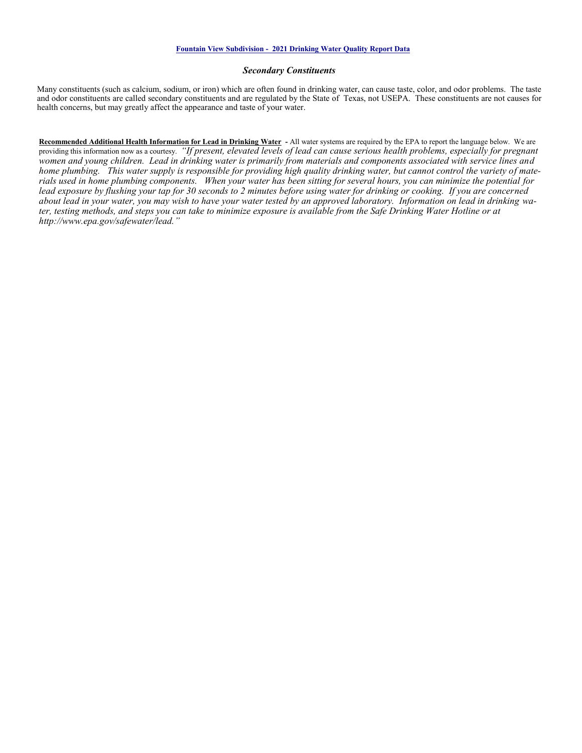**Fountain View Subdivision - 2021 Drinking Water Quality Report Data**

### *Secondary Constituents*

Many constituents (such as calcium, sodium, or iron) which are often found in drinking water, can cause taste, color, and odor problems. The taste and odor constituents are called secondary constituents and are regulated by the State of Texas, not USEPA. These constituents are not causes for health concerns, but may greatly affect the appearance and taste of your water.

**Recommended Additional Health Information for Lead in Drinking Water** - All water systems are required by the EPA to report the language below. We are providing this information now as a courtesy. *"If present, elevated levels of lead can cause serious health problems, especially for pregnant women and young children. Lead in drinking water is primarily from materials and components associated with service lines and home plumbing. This water supply is responsible for providing high quality drinking water, but cannot control the variety of materials used in home plumbing components. When your water has been sitting for several hours, you can minimize the potential for lead exposure by flushing your tap for 30 seconds to 2 minutes before using water for drinking or cooking. If you are concerned about lead in your water, you may wish to have your water tested by an approved laboratory. Information on lead in drinking water, testing methods, and steps you can take to minimize exposure is available from the Safe Drinking Water Hotline or at http://www.epa.gov/safewater/lead."*